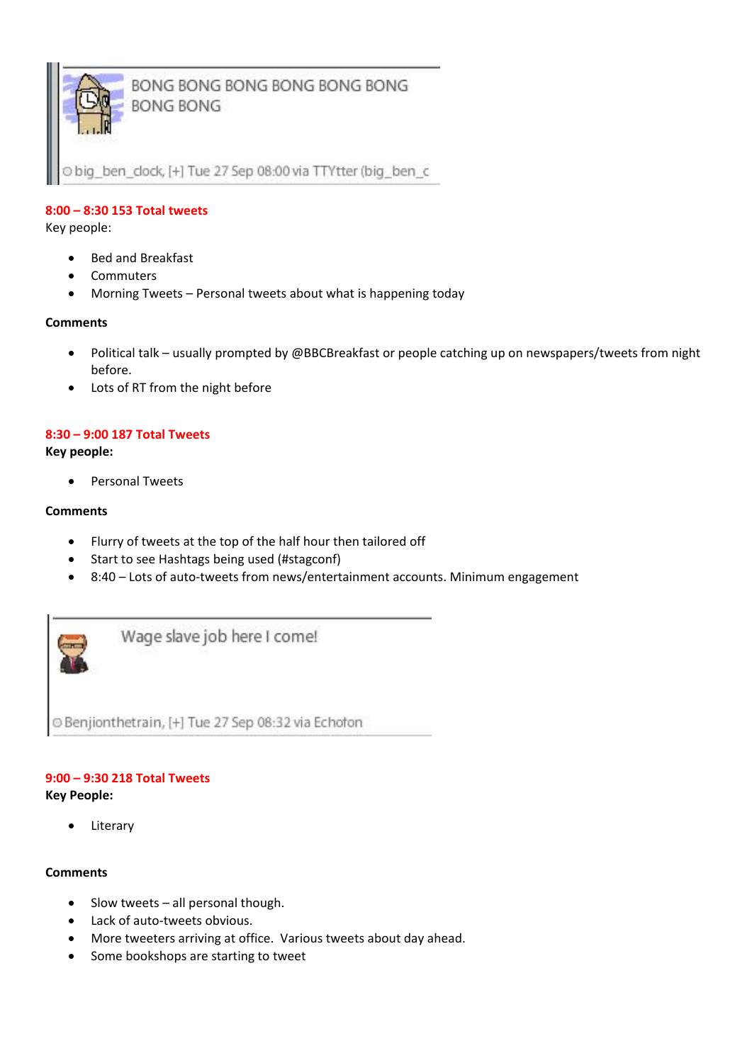BONG BONG BONG BONG BONG BONG BONG BONG

big_ben_clock, [+] Tue 27 Sep 08:00 via TTYtter (big_ben_c

**8:00 – 8:30 153 Total tweets**

Key people:

- Bed and Breakfast
- Commuters
- Morning Tweets – Personal tweets about what is happening today

**Comments**

- Political talk – usually prompted by @BBCBreakfast or people catching up on newspapers/tweets from night before.
- Lots of RT from the night before

**8:30 – 9:00 187 Total Tweets**

**Key people:**

- Personal Tweets

**Comments**

- Flurry of tweets at the top of the half hour then tailored off
- Start to see Hashtags being used (#stagconf)
- 8:40 – Lots of auto-tweets from news/entertainment accounts. Minimum engagement

Wage slave job here I come!

Benjionthetrain, [+] Tue 27 Sep 08:32 via Echofon

**9:00 – 9:30 218 Total Tweets**

**Key People:**

- Literary

**Comments**

- Slow tweets – all personal though.
- Lack of auto-tweets obvious.
- More tweeters arriving at office. Various tweets about day ahead.
- Some bookshops are starting to tweet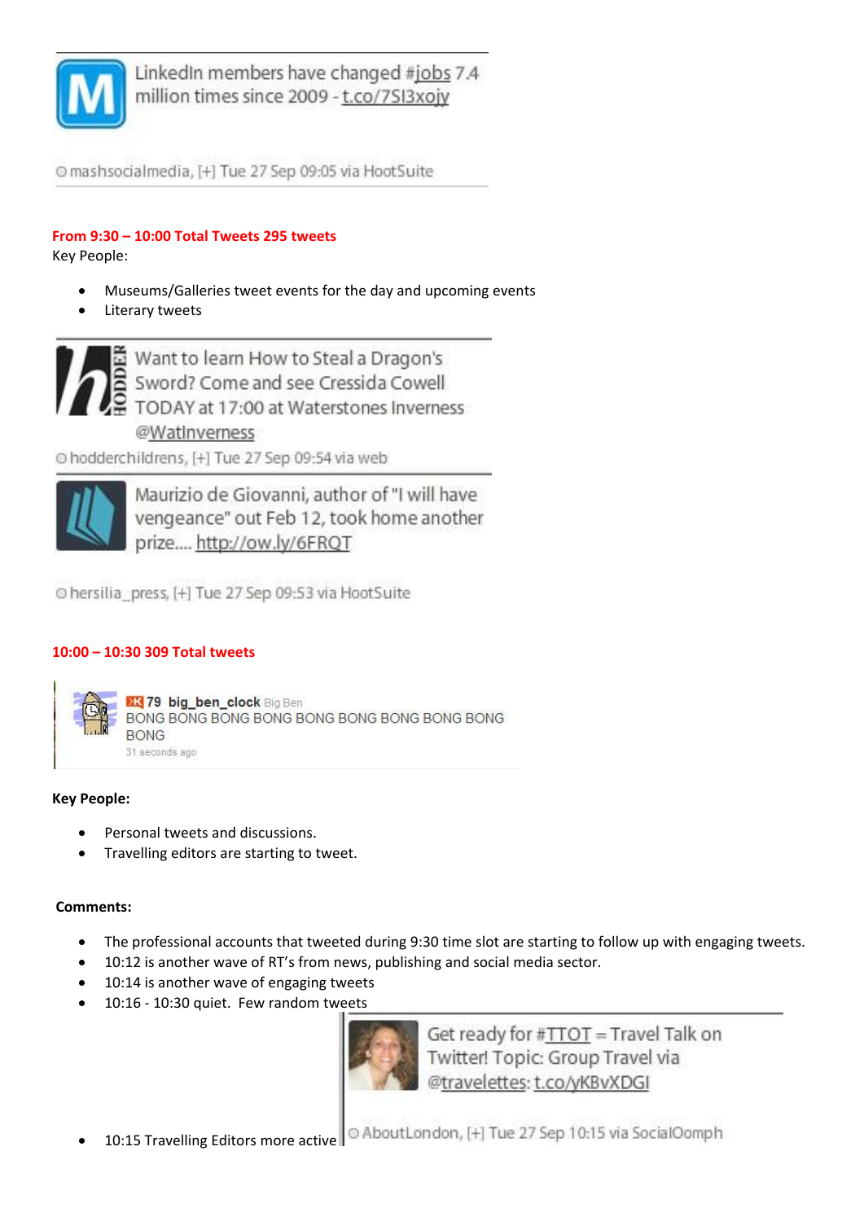LinkedIn members have changed #jobs 7.4 million times since 2009 - t.co/7SI3xojy

mashsocialmedia, [+] Tue 27 Sep 09:05 via HootSuite

**From 9:30 – 10:00 Total Tweets 295 tweets**

Key People:

- Museums/Galleries tweet events for the day and upcoming events
- Literary tweets

Want to learn How to Steal a Dragon's Sword? Come and see Cressida Cowell TODAY at 17:00 at Waterstones Inverness @WatInverness

hodderchildrens, [+] Tue 27 Sep 09:54 via web

Maurizio de Giovanni, author of "I will have vengeance" out Feb 12, took home another prize.... http://ow.ly/6FRQT

hersilia_press, [+] Tue 27 Sep 09:53 via HootSuite

**10:00 – 10:30 309 Total tweets**

79 big_ben_clock Big Ben
BONG BONG BONG BONG BONG BONG BONG BONG BONG BONG
31 seconds ago

**Key People:**

- Personal tweets and discussions.
- Travelling editors are starting to tweet.

**Comments:**

- The professional accounts that tweeted during 9:30 time slot are starting to follow up with engaging tweets.
- 10:12 is another wave of RT's from news, publishing and social media sector.
- 10:14 is another wave of engaging tweets
- 10:16 - 10:30 quiet. Few random tweets
- 10:15 Travelling Editors more active

Get ready for #TTOT = Travel Talk on Twitter! Topic: Group Travel via @travelettes: t.co/yKBvXDGI

AboutLondon, [+] Tue 27 Sep 10:15 via SocialOomph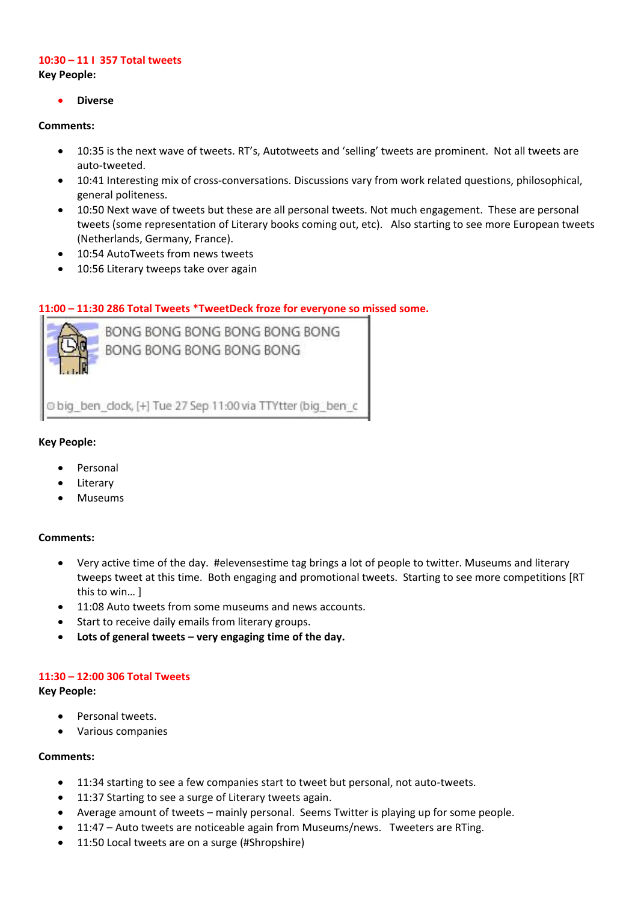**10:30 – 11 l 357 Total tweets**

**Key People:**

- **Diverse**

**Comments:**

- 10:35 is the next wave of tweets. RT's, Autotweets and 'selling' tweets are prominent. Not all tweets are auto-tweeted.
- 10:41 Interesting mix of cross-conversations. Discussions vary from work related questions, philosophical, general politeness.
- 10:50 Next wave of tweets but these are all personal tweets. Not much engagement. These are personal tweets (some representation of Literary books coming out, etc). Also starting to see more European tweets (Netherlands, Germany, France).
- 10:54 AutoTweets from news tweets
- 10:56 Literary tweeps take over again

**11:00 – 11:30 286 Total Tweets *TweetDeck froze for everyone so missed some.**

BONG BONG BONG BONG BONG BONG BONG BONG BONG BONG BONG

big_ben_clock, [+] Tue 27 Sep 11:00 via TTYtter (big_ben_c

**Key People:**

- Personal
- Literary
- Museums

**Comments:**

- Very active time of the day. #elevensestime tag brings a lot of people to twitter. Museums and literary tweeps tweet at this time. Both engaging and promotional tweets. Starting to see more competitions [RT this to win… ]
- 11:08 Auto tweets from some museums and news accounts.
- Start to receive daily emails from literary groups.
- **Lots of general tweets – very engaging time of the day.**

**11:30 – 12:00 306 Total Tweets**

**Key People:**

- Personal tweets.
- Various companies

**Comments:**

- 11:34 starting to see a few companies start to tweet but personal, not auto-tweets.
- 11:37 Starting to see a surge of Literary tweets again.
- Average amount of tweets – mainly personal. Seems Twitter is playing up for some people.
- 11:47 – Auto tweets are noticeable again from Museums/news. Tweeters are RTing.
- 11:50 Local tweets are on a surge (#Shropshire)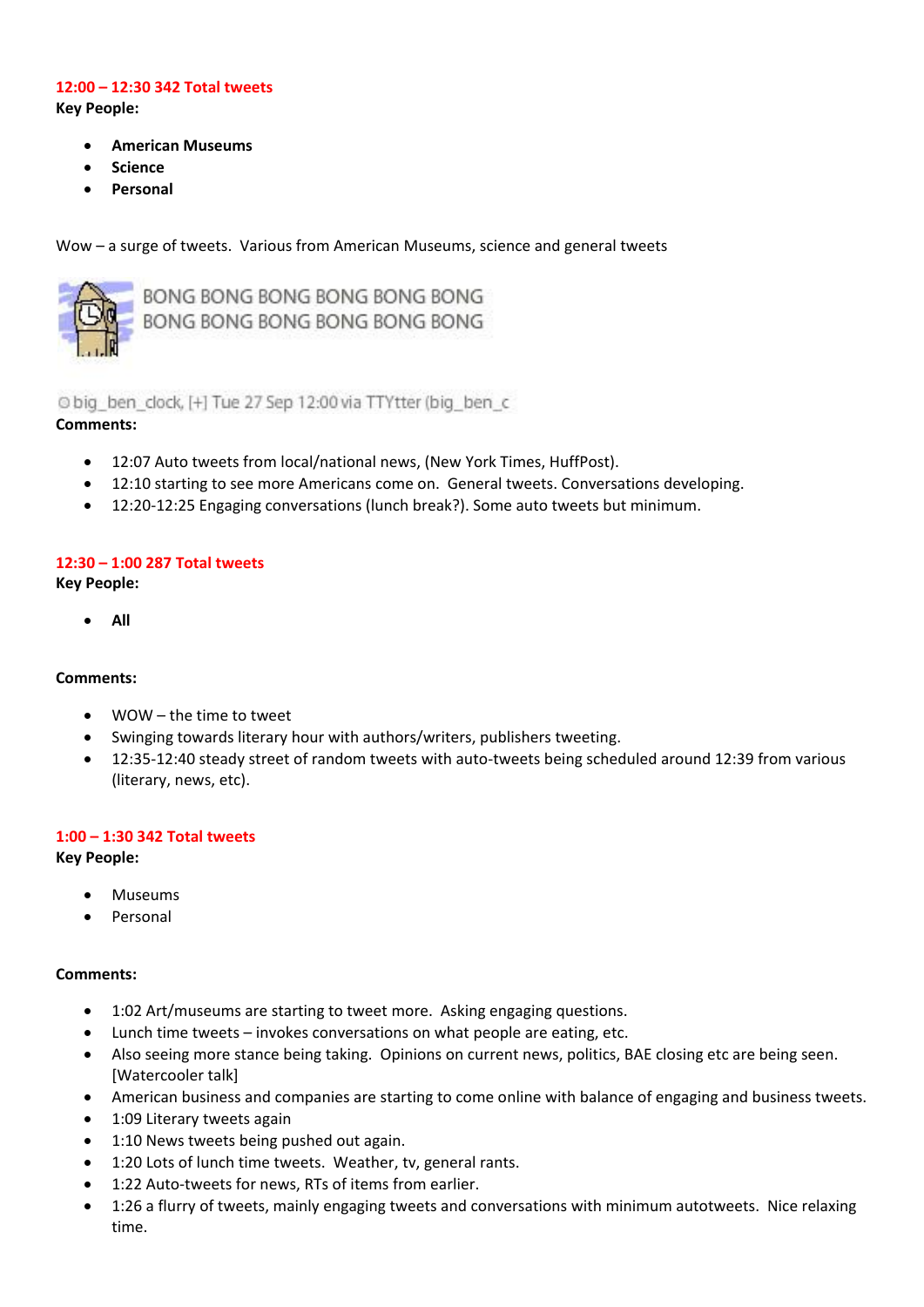**12:00 – 12:30 342 Total tweets**

**Key People:**

- **American Museums**
- **Science**
- **Personal**

Wow – a surge of tweets. Various from American Museums, science and general tweets

BONG BONG BONG BONG BONG BONG
BONG BONG BONG BONG BONG BONG

big_ben_clock, [+] Tue 27 Sep 12:00 via TTYtter (big_ben_c

**Comments:**

- 12:07 Auto tweets from local/national news, (New York Times, HuffPost).
- 12:10 starting to see more Americans come on. General tweets. Conversations developing.
- 12:20-12:25 Engaging conversations (lunch break?). Some auto tweets but minimum.

**12:30 – 1:00 287 Total tweets**

**Key People:**

- **All**

**Comments:**

- WOW – the time to tweet
- Swinging towards literary hour with authors/writers, publishers tweeting.
- 12:35-12:40 steady street of random tweets with auto-tweets being scheduled around 12:39 from various (literary, news, etc).

**1:00 – 1:30 342 Total tweets**

**Key People:**

- Museums
- Personal

**Comments:**

- 1:02 Art/museums are starting to tweet more. Asking engaging questions.
- Lunch time tweets – invokes conversations on what people are eating, etc.
- Also seeing more stance being taking. Opinions on current news, politics, BAE closing etc are being seen. [Watercooler talk]
- American business and companies are starting to come online with balance of engaging and business tweets.
- 1:09 Literary tweets again
- 1:10 News tweets being pushed out again.
- 1:20 Lots of lunch time tweets. Weather, tv, general rants.
- 1:22 Auto-tweets for news, RTs of items from earlier.
- 1:26 a flurry of tweets, mainly engaging tweets and conversations with minimum autotweets. Nice relaxing time.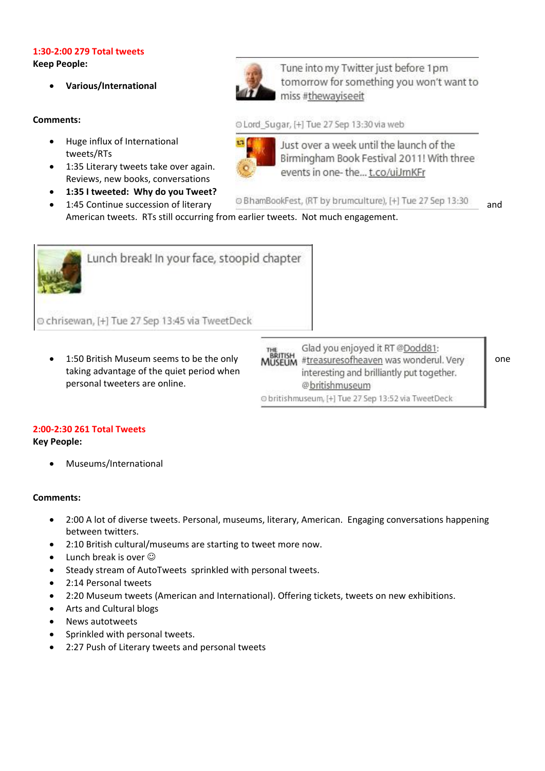**1:30-2:00 279 Total tweets**

**Keep People:**

- **Various/International**

**Comments:**

- Huge influx of International tweets/RTs
- 1:35 Literary tweets take over again. Reviews, new books, conversations
- **1:35 I tweeted: Why do you Tweet?**
- 1:45 Continue succession of literary and American tweets. RTs still occurring from earlier tweets. Not much engagement.

> Tune into my Twitter just before 1pm tomorrow for something you won't want to miss #thewayiseeit
>
> Lord_Sugar, [+] Tue 27 Sep 13:30 via web

> Just over a week until the launch of the Birmingham Book Festival 2011! With three events in one- the... t.co/uiJrnKFr
>
> BhamBookFest, (RT by brumculture), [+] Tue 27 Sep 13:30

> Lunch break! In your face, stoopid chapter
>
> chrisewan, [+] Tue 27 Sep 13:45 via TweetDeck

- 1:50 British Museum seems to be the only one taking advantage of the quiet period when personal tweeters are online.

> Glad you enjoyed it RT @Dodd81: #treasuresofheaven was wonderul. Very interesting and brilliantly put together. @britishmuseum
>
> britishmuseum, [+] Tue 27 Sep 13:52 via TweetDeck

**2:00-2:30 261 Total Tweets**

**Key People:**

- Museums/International

**Comments:**

- 2:00 A lot of diverse tweets. Personal, museums, literary, American. Engaging conversations happening between twitters.
- 2:10 British cultural/museums are starting to tweet more now.
- Lunch break is over ☺
- Steady stream of AutoTweets sprinkled with personal tweets.
- 2:14 Personal tweets
- 2:20 Museum tweets (American and International). Offering tickets, tweets on new exhibitions.
- Arts and Cultural blogs
- News autotweets
- Sprinkled with personal tweets.
- 2:27 Push of Literary tweets and personal tweets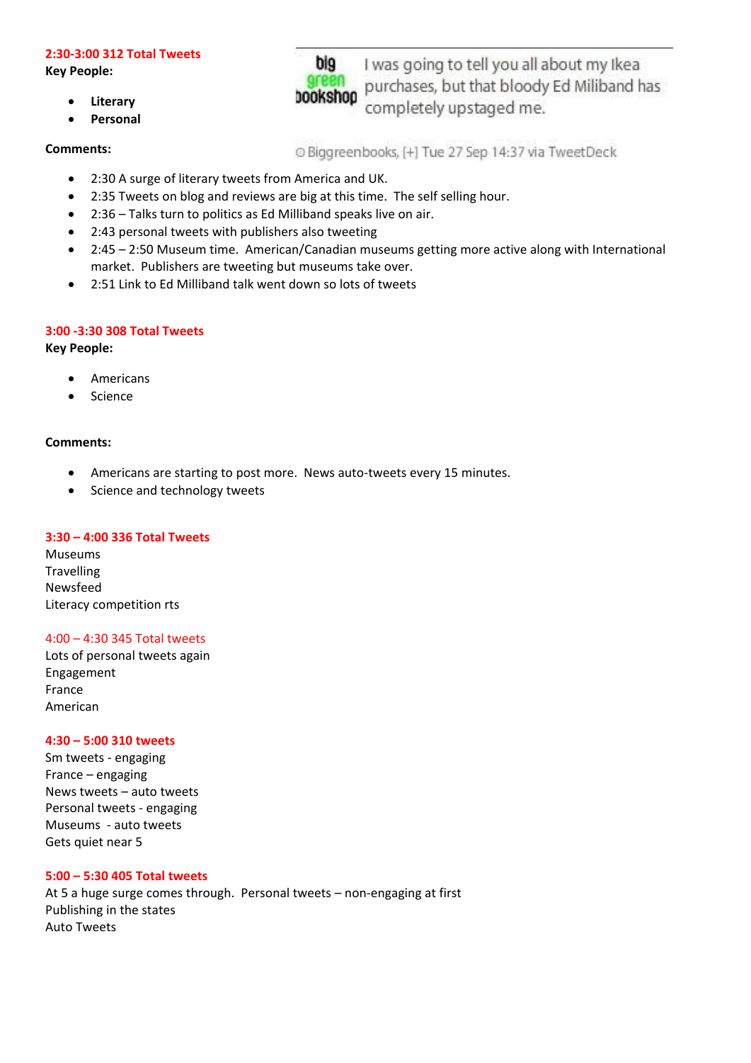**2:30-3:00 312 Total Tweets**

**Key People:**

- **Literary**
- **Personal**

I was going to tell you all about my Ikea purchases, but that bloody Ed Miliband has completely upstaged me.

Biggreenbooks, [+] Tue 27 Sep 14:37 via TweetDeck

**Comments:**

- 2:30 A surge of literary tweets from America and UK.
- 2:35 Tweets on blog and reviews are big at this time. The self selling hour.
- 2:36 – Talks turn to politics as Ed Milliband speaks live on air.
- 2:43 personal tweets with publishers also tweeting
- 2:45 – 2:50 Museum time. American/Canadian museums getting more active along with International market. Publishers are tweeting but museums take over.
- 2:51 Link to Ed Milliband talk went down so lots of tweets

**3:00 -3:30 308 Total Tweets**

**Key People:**

- Americans
- Science

**Comments:**

- Americans are starting to post more. News auto-tweets every 15 minutes.
- Science and technology tweets

**3:30 – 4:00 336 Total Tweets**

Museums
Travelling
Newsfeed
Literacy competition rts

4:00 – 4:30 345 Total tweets

Lots of personal tweets again
Engagement
France
American

**4:30 – 5:00 310 tweets**

Sm tweets - engaging
France – engaging
News tweets – auto tweets
Personal tweets - engaging
Museums - auto tweets
Gets quiet near 5

**5:00 – 5:30 405 Total tweets**

At 5 a huge surge comes through. Personal tweets – non-engaging at first
Publishing in the states
Auto Tweets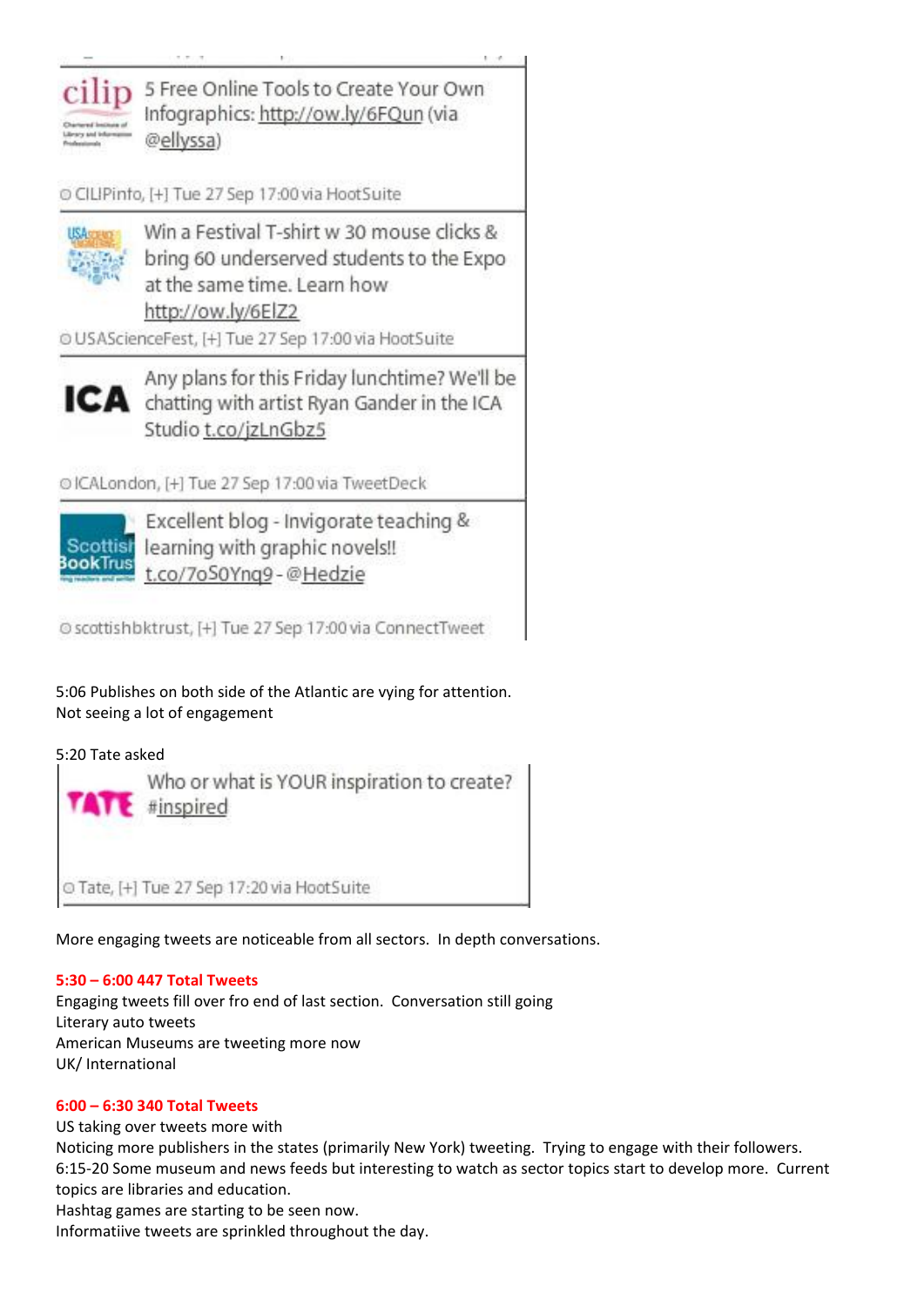5 Free Online Tools to Create Your Own Infographics: http://ow.ly/6FQun (via @ellyssa)

CILIPinfo, [+] Tue 27 Sep 17:00 via HootSuite

Win a Festival T-shirt w 30 mouse clicks & bring 60 underserved students to the Expo at the same time. Learn how http://ow.ly/6ElZ2

USAScienceFest, [+] Tue 27 Sep 17:00 via HootSuite

Any plans for this Friday lunchtime? We'll be chatting with artist Ryan Gander in the ICA Studio t.co/jzLnGbz5

ICALondon, [+] Tue 27 Sep 17:00 via TweetDeck

Excellent blog - Invigorate teaching & learning with graphic novels!! t.co/7oS0Ynq9 - @Hedzie

scottishbktrust, [+] Tue 27 Sep 17:00 via ConnectTweet

5:06 Publishes on both side of the Atlantic are vying for attention.
Not seeing a lot of engagement

5:20 Tate asked

Who or what is YOUR inspiration to create? #inspired

Tate, [+] Tue 27 Sep 17:20 via HootSuite

More engaging tweets are noticeable from all sectors. In depth conversations.

**5:30 – 6:00 447 Total Tweets**

Engaging tweets fill over fro end of last section. Conversation still going
Literary auto tweets
American Museums are tweeting more now
UK/ International

**6:00 – 6:30 340 Total Tweets**

US taking over tweets more with
Noticing more publishers in the states (primarily New York) tweeting. Trying to engage with their followers.
6:15-20 Some museum and news feeds but interesting to watch as sector topics start to develop more. Current topics are libraries and education.
Hashtag games are starting to be seen now.
Informatiive tweets are sprinkled throughout the day.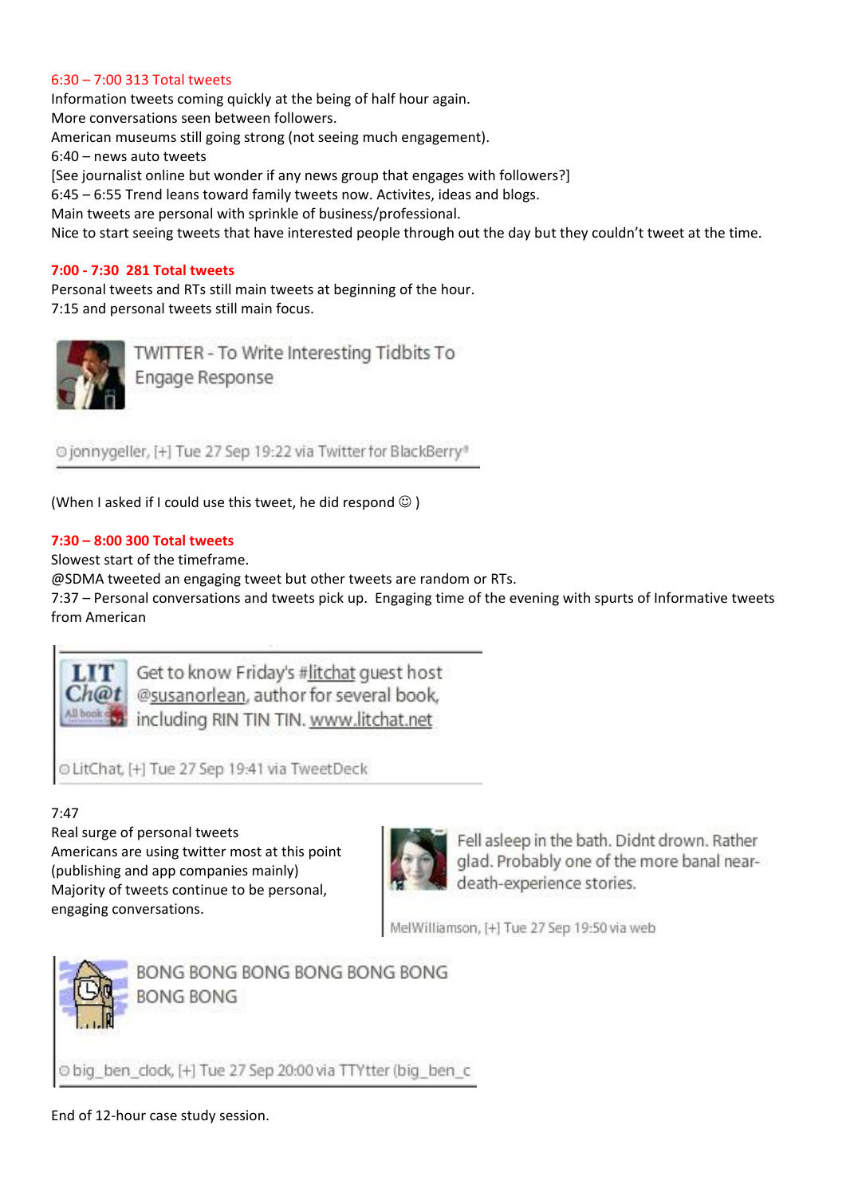6:30 – 7:00 313 Total tweets

Information tweets coming quickly at the being of half hour again.
More conversations seen between followers.
American museums still going strong (not seeing much engagement).
6:40 – news auto tweets
[See journalist online but wonder if any news group that engages with followers?]
6:45 – 6:55 Trend leans toward family tweets now. Activites, ideas and blogs.
Main tweets are personal with sprinkle of business/professional.
Nice to start seeing tweets that have interested people through out the day but they couldn't tweet at the time.

**7:00 - 7:30 281 Total tweets**

Personal tweets and RTs still main tweets at beginning of the hour.
7:15 and personal tweets still main focus.

TWITTER - To Write Interesting Tidbits To Engage Response

jonnygeller, [+] Tue 27 Sep 19:22 via Twitter for BlackBerry®

(When I asked if I could use this tweet, he did respond ☺ )

**7:30 – 8:00 300 Total tweets**

Slowest start of the timeframe.
@SDMA tweeted an engaging tweet but other tweets are random or RTs.
7:37 – Personal conversations and tweets pick up. Engaging time of the evening with spurts of Informative tweets from American

Get to know Friday's #litchat guest host @susanorlean, author for several book, including RIN TIN TIN. www.litchat.net

LitChat, [+] Tue 27 Sep 19:41 via TweetDeck

7:47
Real surge of personal tweets
Americans are using twitter most at this point (publishing and app companies mainly)
Majority of tweets continue to be personal, engaging conversations.

Fell asleep in the bath. Didnt drown. Rather glad. Probably one of the more banal near-death-experience stories.

MelWilliamson, [+] Tue 27 Sep 19:50 via web

BONG BONG BONG BONG BONG BONG BONG BONG

big_ben_clock, [+] Tue 27 Sep 20:00 via TTYtter (big_ben_c

End of 12-hour case study session.